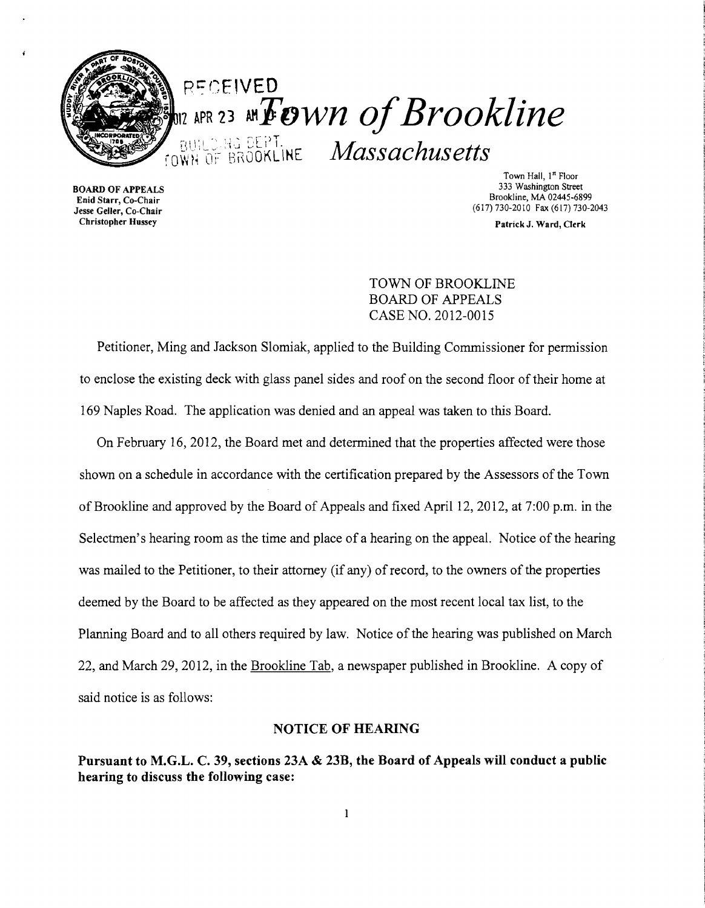# RECEIVED 2012 APR 23 AM BUILDING DEPT. TOWN OF BROOKLINE

# *Town of Brookline*

## *Massachusetts*

**BOARD OF APPEALS**
**Enid Starr, Co-Chair**
**Jesse Geller, Co-Chair**
**Christopher Hussey**

Town Hall, 1st Floor
333 Washington Street
Brookline, MA 02445-6899
(617) 730-2010 Fax (617) 730-2043

**Patrick J. Ward, Clerk**

TOWN OF BROOKLINE
BOARD OF APPEALS
CASE NO. 2012-0015

Petitioner, Ming and Jackson Slomiak, applied to the Building Commissioner for permission to enclose the existing deck with glass panel sides and roof on the second floor of their home at 169 Naples Road. The application was denied and an appeal was taken to this Board.

On February 16, 2012, the Board met and determined that the properties affected were those shown on a schedule in accordance with the certification prepared by the Assessors of the Town of Brookline and approved by the Board of Appeals and fixed April 12, 2012, at 7:00 p.m. in the Selectmen's hearing room as the time and place of a hearing on the appeal. Notice of the hearing was mailed to the Petitioner, to their attorney (if any) of record, to the owners of the properties deemed by the Board to be affected as they appeared on the most recent local tax list, to the Planning Board and to all others required by law. Notice of the hearing was published on March 22, and March 29, 2012, in the Brookline Tab, a newspaper published in Brookline. A copy of said notice is as follows:

**NOTICE OF HEARING**

**Pursuant to M.G.L. C. 39, sections 23A & 23B, the Board of Appeals will conduct a public hearing to discuss the following case:**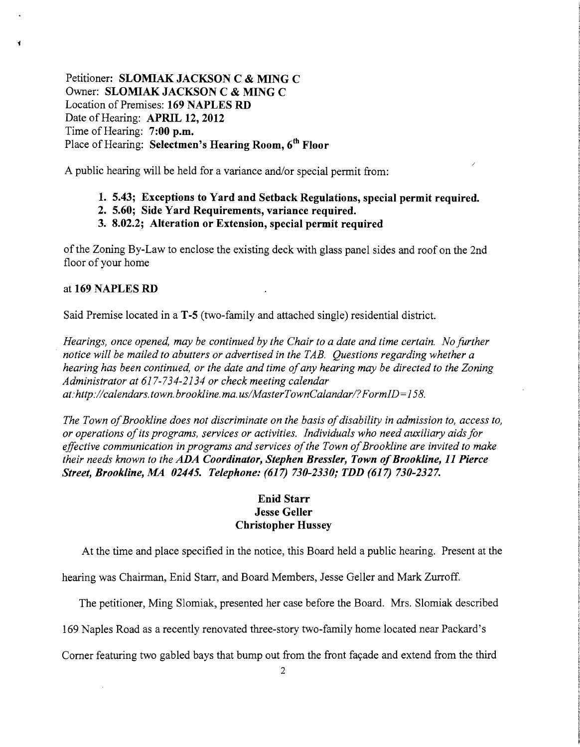Petitioner: **SLOMIAK JACKSON C & MING C**
Owner: **SLOMIAK JACKSON C & MING C**
Location of Premises: **169 NAPLES RD**
Date of Hearing: **APRIL 12, 2012**
Time of Hearing: **7:00 p.m.**
Place of Hearing: **Selectmen's Hearing Room, 6th Floor**

A public hearing will be held for a variance and/or special permit from:

1. **5.43; Exceptions to Yard and Setback Regulations, special permit required.**
2. **5.60; Side Yard Requirements, variance required.**
3. **8.02.2; Alteration or Extension, special permit required**

of the Zoning By-Law to enclose the existing deck with glass panel sides and roof on the 2nd floor of your home

at **169 NAPLES RD**

Said Premise located in a **T-5** (two-family and attached single) residential district.

*Hearings, once opened, may be continued by the Chair to a date and time certain. No further notice will be mailed to abutters or advertised in the TAB. Questions regarding whether a hearing has been continued, or the date and time of any hearing may be directed to the Zoning Administrator at 617-734-2134 or check meeting calendar at:http://calendars.town.brookline.ma.us/MasterTownCalandar/?FormID=158.*

*The Town of Brookline does not discriminate on the basis of disability in admission to, access to, or operations of its programs, services or activities. Individuals who need auxiliary aids for effective communication in programs and services of the Town of Brookline are invited to make their needs known to the **ADA Coordinator, Stephen Bressler, Town of Brookline, 11 Pierce Street, Brookline, MA 02445. Telephone: (617) 730-2330; TDD (617) 730-2327.***

**Enid Starr**
**Jesse Geller**
**Christopher Hussey**

At the time and place specified in the notice, this Board held a public hearing. Present at the hearing was Chairman, Enid Starr, and Board Members, Jesse Geller and Mark Zurroff.

The petitioner, Ming Slomiak, presented her case before the Board. Mrs. Slomiak described 169 Naples Road as a recently renovated three-story two-family home located near Packard's Corner featuring two gabled bays that bump out from the front façade and extend from the third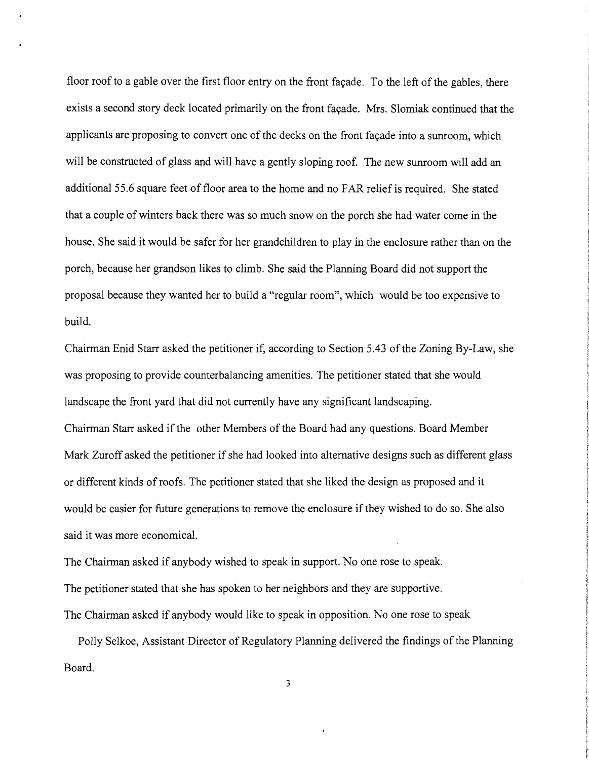floor roof to a gable over the first floor entry on the front façade. To the left of the gables, there exists a second story deck located primarily on the front façade. Mrs. Slomiak continued that the applicants are proposing to convert one of the decks on the front façade into a sunroom, which will be constructed of glass and will have a gently sloping roof. The new sunroom will add an additional 55.6 square feet of floor area to the home and no FAR relief is required. She stated that a couple of winters back there was so much snow on the porch she had water come in the house. She said it would be safer for her grandchildren to play in the enclosure rather than on the porch, because her grandson likes to climb. She said the Planning Board did not support the proposal because they wanted her to build a "regular room", which would be too expensive to build.

Chairman Enid Starr asked the petitioner if, according to Section 5.43 of the Zoning By-Law, she was proposing to provide counterbalancing amenities. The petitioner stated that she would landscape the front yard that did not currently have any significant landscaping.

Chairman Starr asked if the other Members of the Board had any questions. Board Member Mark Zuroff asked the petitioner if she had looked into alternative designs such as different glass or different kinds of roofs. The petitioner stated that she liked the design as proposed and it would be easier for future generations to remove the enclosure if they wished to do so. She also said it was more economical.

The Chairman asked if anybody wished to speak in support. No one rose to speak.

The petitioner stated that she has spoken to her neighbors and they are supportive.

The Chairman asked if anybody would like to speak in opposition. No one rose to speak

Polly Selkoe, Assistant Director of Regulatory Planning delivered the findings of the Planning Board.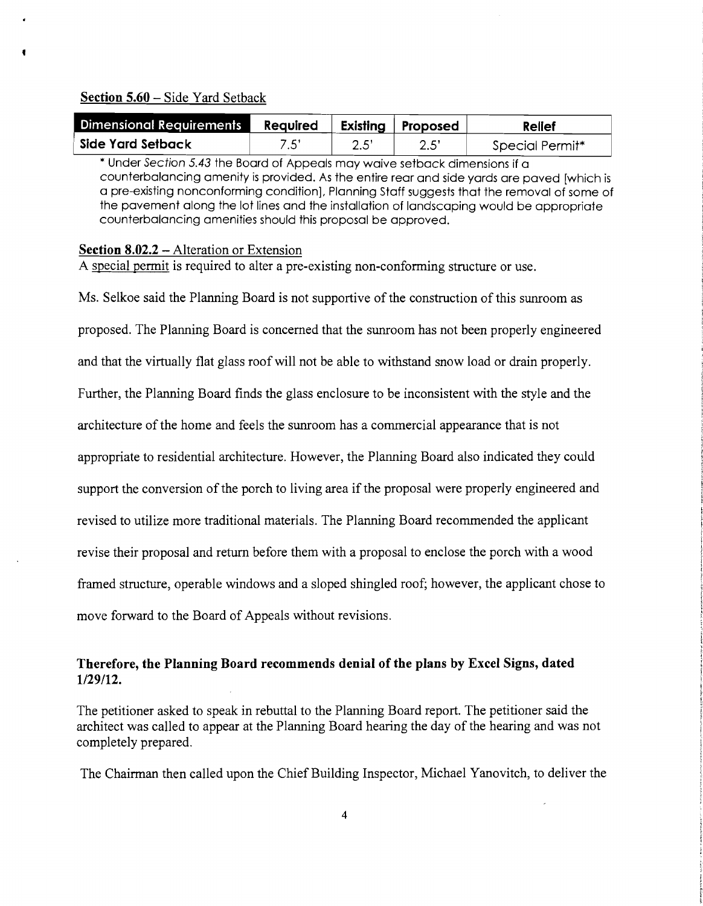**Section 5.60** – Side Yard Setback

| Dimensional Requirements | Required | Existing | Proposed | Relief |
|---|---|---|---|---|
| Side Yard Setback | 7.5' | 2.5' | 2.5' | Special Permit* |

* Under *Section 5.43* the Board of Appeals may waive setback dimensions if a counterbalancing amenity is provided. As the entire rear and side yards are paved [which is a pre-existing nonconforming condition], Planning Staff suggests that the removal of some of the pavement along the lot lines and the installation of landscaping would be appropriate counterbalancing amenities should this proposal be approved.

**Section 8.02.2** – Alteration or Extension

A special permit is required to alter a pre-existing non-conforming structure or use.

Ms. Selkoe said the Planning Board is not supportive of the construction of this sunroom as proposed. The Planning Board is concerned that the sunroom has not been properly engineered and that the virtually flat glass roof will not be able to withstand snow load or drain properly. Further, the Planning Board finds the glass enclosure to be inconsistent with the style and the architecture of the home and feels the sunroom has a commercial appearance that is not appropriate to residential architecture. However, the Planning Board also indicated they could support the conversion of the porch to living area if the proposal were properly engineered and revised to utilize more traditional materials. The Planning Board recommended the applicant revise their proposal and return before them with a proposal to enclose the porch with a wood framed structure, operable windows and a sloped shingled roof; however, the applicant chose to move forward to the Board of Appeals without revisions.

**Therefore, the Planning Board recommends denial of the plans by Excel Signs, dated 1/29/12.**

The petitioner asked to speak in rebuttal to the Planning Board report. The petitioner said the architect was called to appear at the Planning Board hearing the day of the hearing and was not completely prepared.

The Chairman then called upon the Chief Building Inspector, Michael Yanovitch, to deliver the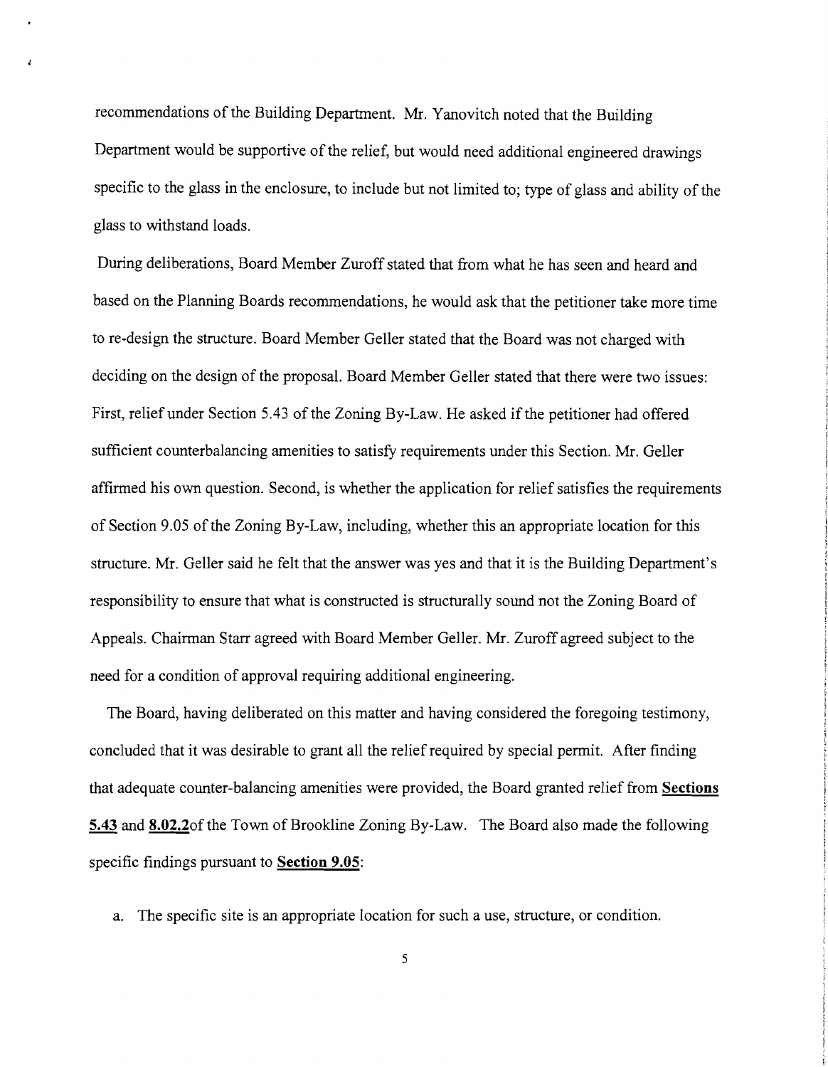recommendations of the Building Department. Mr. Yanovitch noted that the Building Department would be supportive of the relief, but would need additional engineered drawings specific to the glass in the enclosure, to include but not limited to; type of glass and ability of the glass to withstand loads.

During deliberations, Board Member Zuroff stated that from what he has seen and heard and based on the Planning Boards recommendations, he would ask that the petitioner take more time to re-design the structure. Board Member Geller stated that the Board was not charged with deciding on the design of the proposal. Board Member Geller stated that there were two issues: First, relief under Section 5.43 of the Zoning By-Law. He asked if the petitioner had offered sufficient counterbalancing amenities to satisfy requirements under this Section. Mr. Geller affirmed his own question. Second, is whether the application for relief satisfies the requirements of Section 9.05 of the Zoning By-Law, including, whether this an appropriate location for this structure. Mr. Geller said he felt that the answer was yes and that it is the Building Department's responsibility to ensure that what is constructed is structurally sound not the Zoning Board of Appeals. Chairman Starr agreed with Board Member Geller. Mr. Zuroff agreed subject to the need for a condition of approval requiring additional engineering.

The Board, having deliberated on this matter and having considered the foregoing testimony, concluded that it was desirable to grant all the relief required by special permit. After finding that adequate counter-balancing amenities were provided, the Board granted relief from **Sections 5.43** and **8.02.2**of the Town of Brookline Zoning By-Law. The Board also made the following specific findings pursuant to **Section 9.05**:

a. The specific site is an appropriate location for such a use, structure, or condition.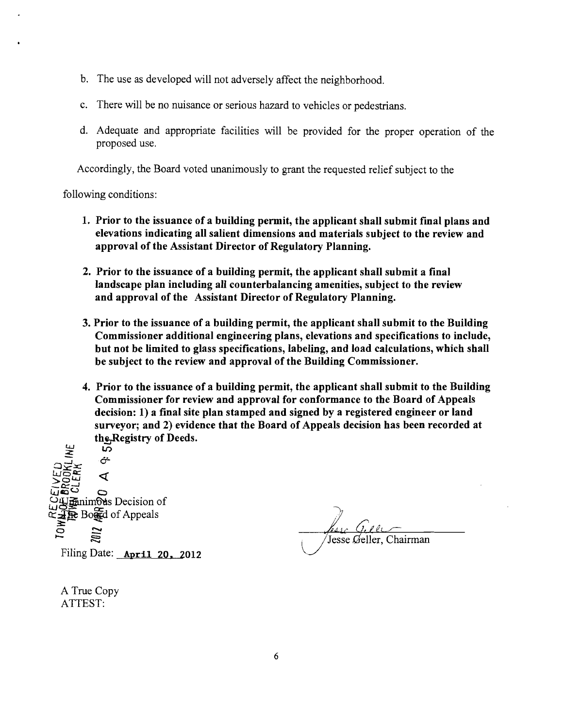b. The use as developed will not adversely affect the neighborhood.

c. There will be no nuisance or serious hazard to vehicles or pedestrians.

d. Adequate and appropriate facilities will be provided for the proper operation of the proposed use.

Accordingly, the Board voted unanimously to grant the requested relief subject to the following conditions:

1. **Prior to the issuance of a building permit, the applicant shall submit final plans and elevations indicating all salient dimensions and materials subject to the review and approval of the Assistant Director of Regulatory Planning.**

2. **Prior to the issuance of a building permit, the applicant shall submit a final landscape plan including all counterbalancing amenities, subject to the review and approval of the Assistant Director of Regulatory Planning.**

3. **Prior to the issuance of a building permit, the applicant shall submit to the Building Commissioner additional engineering plans, elevations and specifications to include, but not be limited to glass specifications, labeling, and load calculations, which shall be subject to the review and approval of the Building Commissioner.**

4. **Prior to the issuance of a building permit, the applicant shall submit to the Building Commissioner for review and approval for conformance to the Board of Appeals decision: 1) a final site plan stamped and signed by a registered engineer or land surveyor; and 2) evidence that the Board of Appeals decision has been recorded at the Registry of Deeds.**

RECEIVED TOWN OF BROOKLINE TOWN CLERK 2012 APR 20 A 9:54

Unanimous Decision of The Board of Appeals

Filing Date: April 20, 2012

Jesse Geller, Chairman

A True Copy
ATTEST: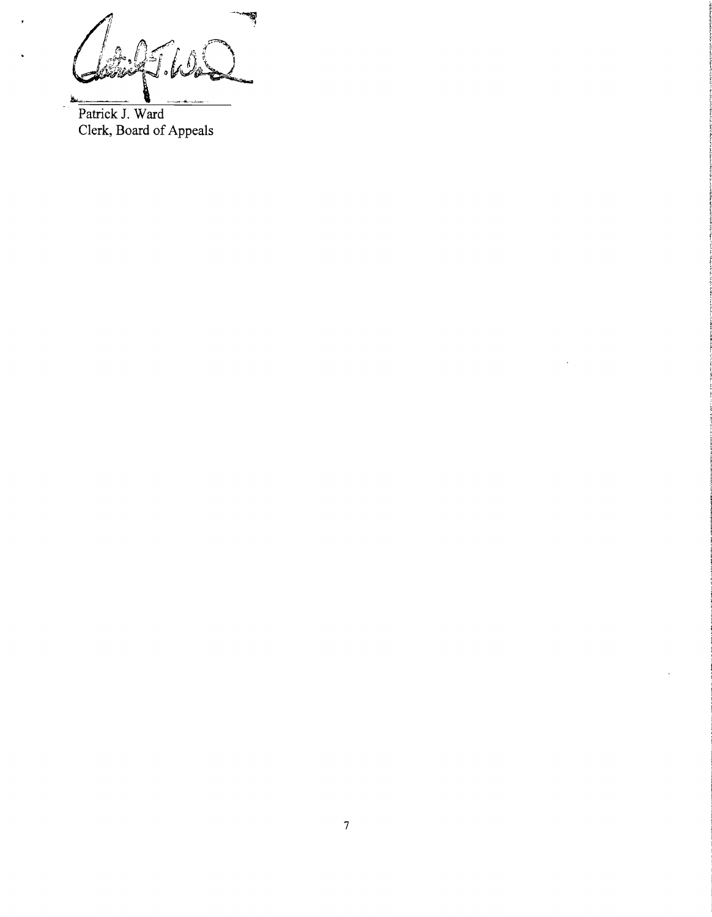Patrick J. Ward
Clerk, Board of Appeals